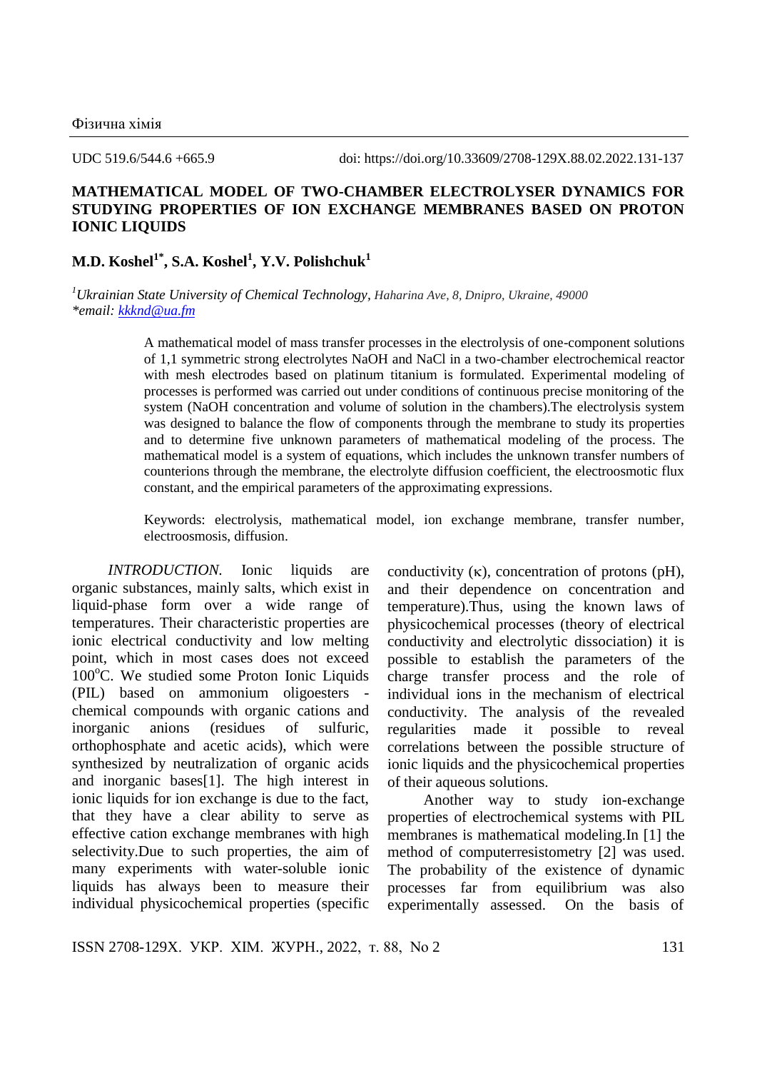Фізична хімія

UDC 519.6/544.6 +665.9 doi: https://doi.org/10.33609/2708-129X.88.02.2022.131-137

# MATHEMATICAL MODEL OF TWO-CHAMBER ELECTROLYSER DYNAMICS FOR STUDYING PROPERTIES OF ION EXCHANGE MEMBRANES BASED ON PROTON IONIC LIQUIDS

**M.D. Koshel[1*], S.A. Koshel[1], Y.V. Polishchuk[1]**

[1]*Ukrainian State University of Chemical Technology, Haharina Ave, 8, Dnipro, Ukraine, 49000*
*\*email: kkknd@ua.fm*

A mathematical model of mass transfer processes in the electrolysis of one-component solutions of 1,1 symmetric strong electrolytes NaOH and NaCl in a two-chamber electrochemical reactor with mesh electrodes based on platinum titanium is formulated. Experimental modeling of processes is performed was carried out under conditions of continuous precise monitoring of the system (NaOH concentration and volume of solution in the chambers).The electrolysis system was designed to balance the flow of components through the membrane to study its properties and to determine five unknown parameters of mathematical modeling of the process. The mathematical model is a system of equations, which includes the unknown transfer numbers of counterions through the membrane, the electrolyte diffusion coefficient, the electroosmotic flux constant, and the empirical parameters of the approximating expressions.

Keywords: electrolysis, mathematical model, ion exchange membrane, transfer number, electroosmosis, diffusion.

*INTRODUCTION.* Ionic liquids are organic substances, mainly salts, which exist in liquid-phase form over a wide range of temperatures. Their characteristic properties are ionic electrical conductivity and low melting point, which in most cases does not exceed 100°C. We studied some Proton Ionic Liquids (PIL) based on ammonium oligoesters - chemical compounds with organic cations and inorganic anions (residues of sulfuric, orthophosphate and acetic acids), which were synthesized by neutralization of organic acids and inorganic bases[1]. The high interest in ionic liquids for ion exchange is due to the fact, that they have a clear ability to serve as effective cation exchange membranes with high selectivity.Due to such properties, the aim of many experiments with water-soluble ionic liquids has always been to measure their individual physicochemical properties (specific conductivity (κ), concentration of protons (pH), and their dependence on concentration and temperature).Thus, using the known laws of physicochemical processes (theory of electrical conductivity and electrolytic dissociation) it is possible to establish the parameters of the charge transfer process and the role of individual ions in the mechanism of electrical conductivity. The analysis of the revealed regularities made it possible to reveal correlations between the possible structure of ionic liquids and the physicochemical properties of their aqueous solutions.

Another way to study ion-exchange properties of electrochemical systems with PIL membranes is mathematical modeling.In [1] the method of computerresistometry [2] was used. The probability of the existence of dynamic processes far from equilibrium was also experimentally assessed. On the basis of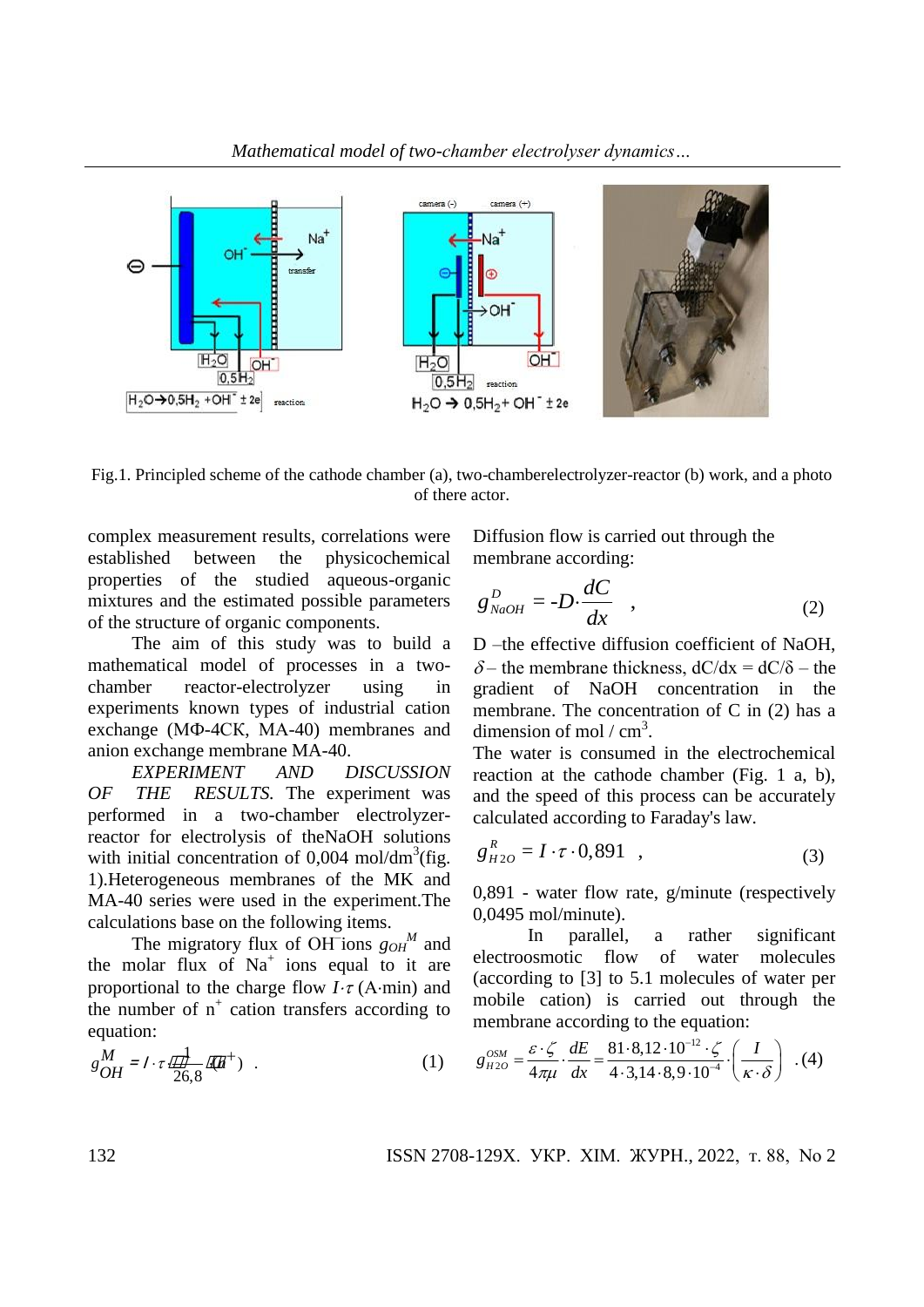Fig.1. Principled scheme of the cathode chamber (a), two-chamberelectrolyzer-reactor (b) work, and a photo of there actor.

complex measurement results, correlations were established between the physicochemical properties of the studied aqueous-organic mixtures and the estimated possible parameters of the structure of organic components.

The aim of this study was to build a mathematical model of processes in a two-chamber reactor-electrolyzer using in experiments known types of industrial cation exchange (МФ-4СК, МА-40) membranes and anion exchange membrane MA-40.

*EXPERIMENT AND DISCUSSION OF THE RESULTS.* The experiment was performed in a two-chamber electrolyzer-reactor for electrolysis of theNaOH solutions with initial concentration of 0,004 mol/dm$^3$(fig. 1).Heterogeneous membranes of the MK and MA-40 series were used in the experiment.The calculations base on the following items.

The migratory flux of $OH^-$ ions $g_{OH}^M$ and the molar flux of $Na^+$ ions equal to it are proportional to the charge flow $I{\cdot}\tau$ (A·min) and the number of $n^+$ cation transfers according to equation:

$$g_{OH}^M = I \cdot \tau \cdot \frac{1}{26,8} \cdot n(\mathrm{Na}^+) \quad . \qquad (1)$$

Diffusion flow is carried out through the membrane according:

$$g_{NaOH}^D = -D \cdot \frac{dC}{dx} \quad , \qquad (2)$$

D –the effective diffusion coefficient of NaOH, $\delta$ – the membrane thickness, $dC/dx = dC/\delta$ – the gradient of NaOH concentration in the membrane. The concentration of C in (2) has a dimension of mol / cm$^3$.

The water is consumed in the electrochemical reaction at the cathode chamber (Fig. 1 a, b), and the speed of this process can be accurately calculated according to Faraday's law.

$$g_{H2O}^R = I \cdot \tau \cdot 0{,}891 \quad , \qquad (3)$$

0,891 - water flow rate, g/minute (respectively 0,0495 mol/minute).

In parallel, a rather significant electroosmotic flow of water molecules (according to [3] to 5.1 molecules of water per mobile cation) is carried out through the membrane according to the equation:

$$g_{H2O}^{OSM} = \frac{\varepsilon \cdot \zeta}{4\pi\mu} \cdot \frac{dE}{dx} = \frac{81 \cdot 8{,}12 \cdot 10^{-12} \cdot \zeta}{4 \cdot 3{,}14 \cdot 8{,}9 \cdot 10^{-4}} \cdot \left( \frac{I}{\kappa \cdot \delta} \right) \quad . (4)$$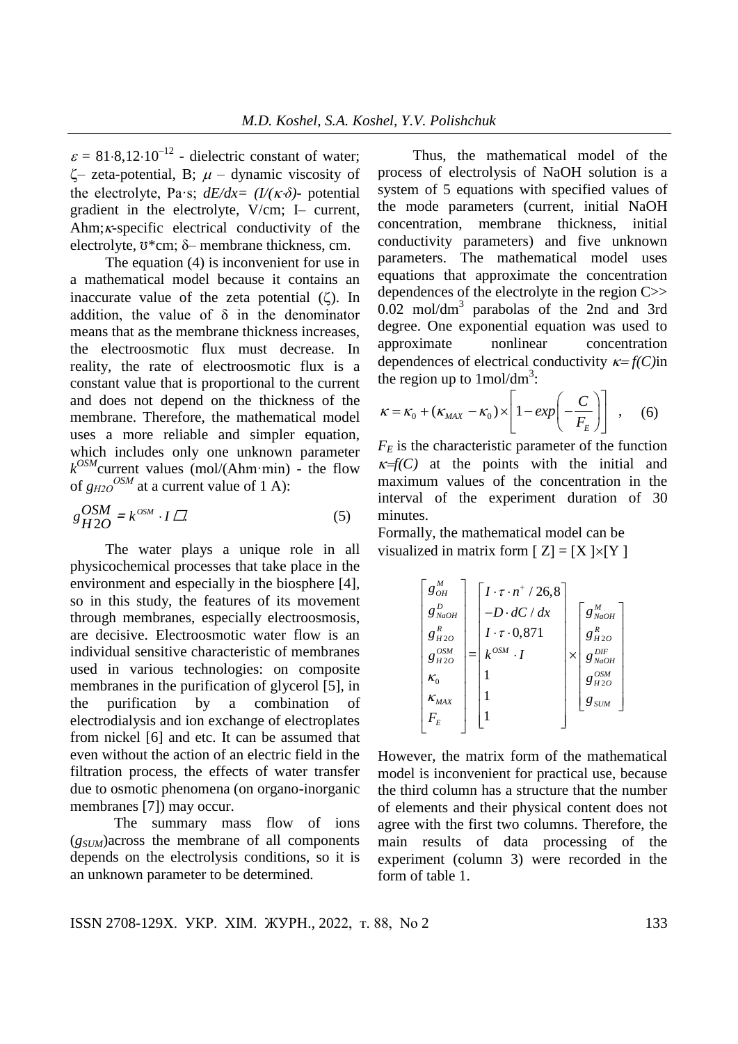$\varepsilon$ = 81·8,12·10$^{-12}$ - dielectric constant of water; $\zeta$– zeta-potential, B; $\mu$ – dynamic viscosity of the electrolyte, Pa·s; $dE/dx= (I/(\kappa{\cdot}\delta)$- potential gradient in the electrolyte, V/cm; I– current, Ahm;$\kappa$-specific electrical conductivity of the electrolyte, ℧*cm; $\delta$– membrane thickness, cm.

The equation (4) is inconvenient for use in a mathematical model because it contains an inaccurate value of the zeta potential ($\zeta$). In addition, the value of $\delta$ in the denominator means that as the membrane thickness increases, the electroosmotic flux must decrease. In reality, the rate of electroosmotic flux is a constant value that is proportional to the current and does not depend on the thickness of the membrane. Therefore, the mathematical model uses a more reliable and simpler equation, which includes only one unknown parameter $k^{OSM}$current values (mol/(Ahm·min) - the flow of $g_{H2O}^{OSM}$ at a current value of 1 A):

$$g_{H2O}^{OSM} = k^{OSM} \cdot I \qquad (5)$$

The water plays a unique role in all physicochemical processes that take place in the environment and especially in the biosphere [4], so in this study, the features of its movement through membranes, especially electroosmosis, are decisive. Electroosmotic water flow is an individual sensitive characteristic of membranes used in various technologies: on composite membranes in the purification of glycerol [5], in the purification by a combination of electrodialysis and ion exchange of electroplates from nickel [6] and etc. It can be assumed that even without the action of an electric field in the filtration process, the effects of water transfer due to osmotic phenomena (on organo-inorganic membranes [7]) may occur.

The summary mass flow of ions ($g_{SUM}$)across the membrane of all components depends on the electrolysis conditions, so it is an unknown parameter to be determined.

Thus, the mathematical model of the process of electrolysis of NaOH solution is a system of 5 equations with specified values of the mode parameters (current, initial NaOH concentration, membrane thickness, initial conductivity parameters) and five unknown parameters. The mathematical model uses equations that approximate the concentration dependences of the electrolyte in the region C>> 0.02 mol/dm$^3$ parabolas of the 2nd and 3rd degree. One exponential equation was used to approximate nonlinear concentration dependences of electrical conductivity $\kappa= f(C)$in the region up to 1mol/dm$^3$:

$$\kappa = \kappa_0 + (\kappa_{MAX} - \kappa_0) \times \left[1 - exp\left(-\frac{C}{F_E}\right)\right] \quad , \qquad (6)$$

$F_E$ is the characteristic parameter of the function $\kappa=f(C)$ at the points with the initial and maximum values of the concentration in the interval of the experiment duration of 30 minutes.

Formally, the mathematical model can be visualized in matrix form [ Z] = [X ]×[Y ]

$$\begin{bmatrix} g_{OH}^{M} \\ g_{NaOH}^{D} \\ g_{H2O}^{R} \\ g_{H2O}^{OSM} \\ \kappa_0 \\ \kappa_{MAX} \\ F_E \end{bmatrix} = \begin{bmatrix} I \cdot \tau \cdot n^{+} / 26{,}8 \\ -D \cdot dC / dx \\ I \cdot \tau \cdot 0{,}871 \\ k^{OSM} \cdot I \\ 1 \\ 1 \\ 1 \end{bmatrix} \times \begin{bmatrix} g_{NaOH}^{M} \\ g_{H2O}^{R} \\ g_{NaOH}^{DIF} \\ g_{H2O}^{OSM} \\ g_{SUM} \end{bmatrix}$$

However, the matrix form of the mathematical model is inconvenient for practical use, because the third column has a structure that the number of elements and their physical content does not agree with the first two columns. Therefore, the main results of data processing of the experiment (column 3) were recorded in the form of table 1.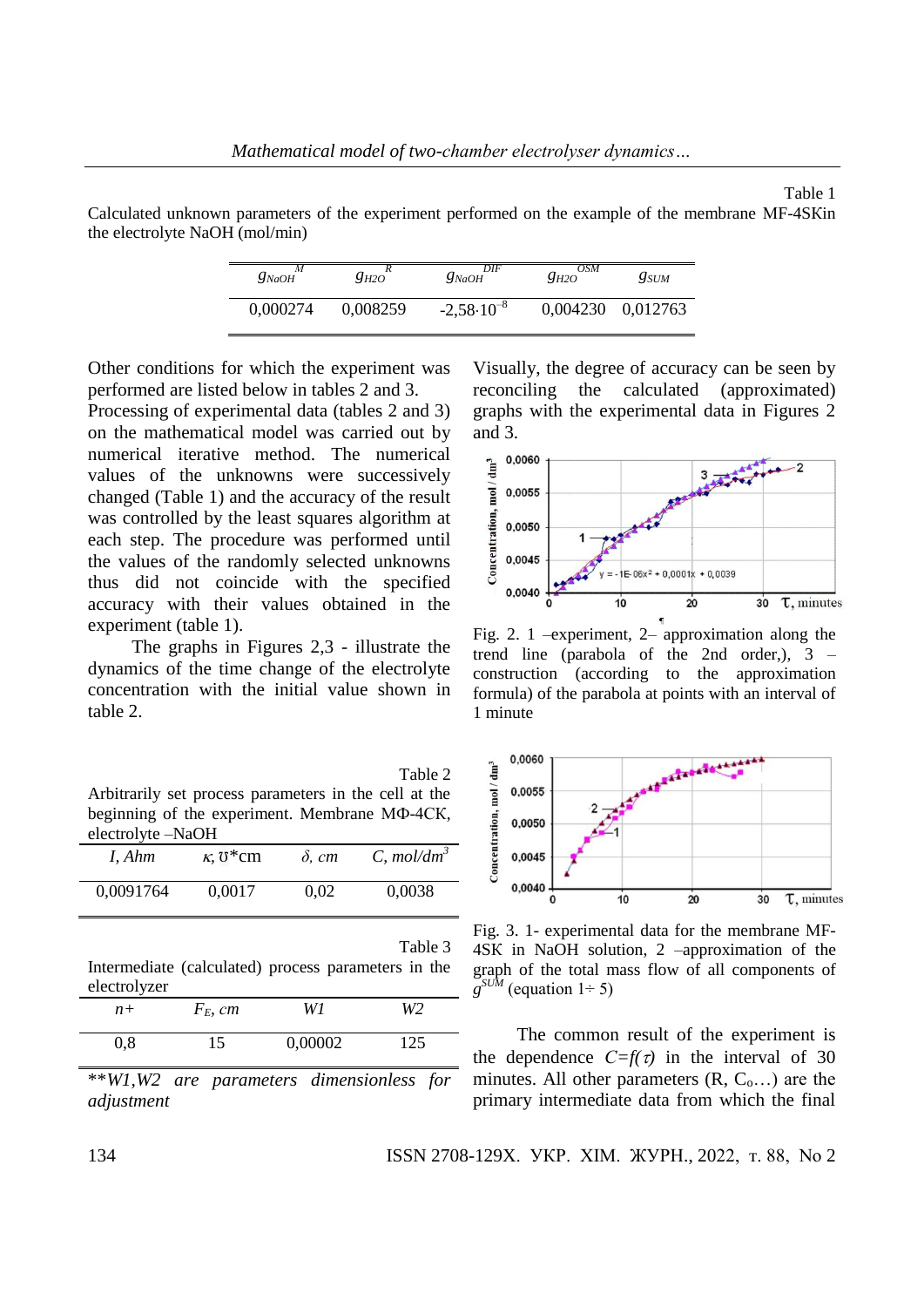Table 1
Calculated unknown parameters of the experiment performed on the example of the membrane MF-4SKin the electrolyte NaOH (mol/min)

| $g_{NaOH}^{M}$ | $g_{H2O}^{R}$ | $g_{NaOH}^{DIF}$ | $g_{H2O}^{OSM}$ | $g_{SUM}$ |
|---|---|---|---|---|
| 0,000274 | 0,008259 | $-2{,}58\cdot10^{-8}$ | 0,004230 | 0,012763 |

Other conditions for which the experiment was performed are listed below in tables 2 and 3. Processing of experimental data (tables 2 and 3) on the mathematical model was carried out by numerical iterative method. The numerical values of the unknowns were successively changed (Table 1) and the accuracy of the result was controlled by the least squares algorithm at each step. The procedure was performed until the values of the randomly selected unknowns thus did not coincide with the specified accuracy with their values obtained in the experiment (table 1).

The graphs in Figures 2,3 - illustrate the dynamics of the time change of the electrolyte concentration with the initial value shown in table 2.

Table 2
Arbitrarily set process parameters in the cell at the beginning of the experiment. Membrane МФ-4СК, electrolyte –NaOH

| *I, Ahm* | *κ*, ℧*cm | *δ, cm* | *C, mol/dm³* |
|---|---|---|---|
| 0,0091764 | 0,0017 | 0,02 | 0,0038 |

Table 3
Intermediate (calculated) process parameters in the electrolyzer

| *n+* | $F_E$, *cm* | *W1* | *W2* |
|---|---|---|---|
| 0,8 | 15 | 0,00002 | 125 |

*\*\*W1,W2 are parameters dimensionless for adjustment*

Visually, the degree of accuracy can be seen by reconciling the calculated (approximated) graphs with the experimental data in Figures 2 and 3.

Fig. 2. 1 –experiment, 2– approximation along the trend line (parabola of the 2nd order,), 3 – construction (according to the approximation formula) of the parabola at points with an interval of 1 minute

Fig. 3. 1- experimental data for the membrane MF-4SK in NaOH solution, 2 –approximation of the graph of the total mass flow of all components of $g^{SUM}$ (equation 1÷ 5)

The common result of the experiment is the dependence $C=f(\tau)$ in the interval of 30 minutes. All other parameters (R, $C_o$…) are the primary intermediate data from which the final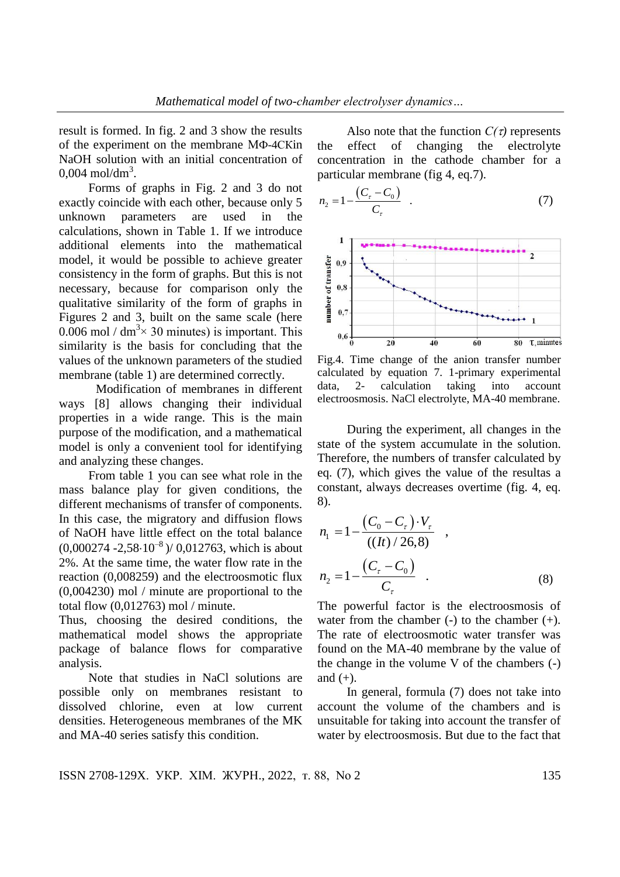result is formed. In fig. 2 and 3 show the results of the experiment on the membrane МФ-4СКin NaOH solution with an initial concentration of 0,004 mol/dm$^3$.

Forms of graphs in Fig. 2 and 3 do not exactly coincide with each other, because only 5 unknown parameters are used in the calculations, shown in Table 1. If we introduce additional elements into the mathematical model, it would be possible to achieve greater consistency in the form of graphs. But this is not necessary, because for comparison only the qualitative similarity of the form of graphs in Figures 2 and 3, built on the same scale (here 0.006 mol / dm$^3\times$ 30 minutes) is important. This similarity is the basis for concluding that the values of the unknown parameters of the studied membrane (table 1) are determined correctly.

Modification of membranes in different ways [8] allows changing their individual properties in a wide range. This is the main purpose of the modification, and a mathematical model is only a convenient tool for identifying and analyzing these changes.

From table 1 you can see what role in the mass balance play for given conditions, the different mechanisms of transfer of components. In this case, the migratory and diffusion flows of NaOH have little effect on the total balance (0,000274 -2,58$\cdot$10$^{-8}$)/ 0,012763, which is about 2%. At the same time, the water flow rate in the reaction (0,008259) and the electroosmotic flux (0,004230) mol / minute are proportional to the total flow (0,012763) mol / minute.

Thus, choosing the desired conditions, the mathematical model shows the appropriate package of balance flows for comparative analysis.

Note that studies in NaCl solutions are possible only on membranes resistant to dissolved chlorine, even at low current densities. Heterogeneous membranes of the MK and MA-40 series satisfy this condition.

Also note that the function $C(\tau)$ represents the effect of changing the electrolyte concentration in the cathode chamber for a particular membrane (fig 4, eq.7).

$$n_2 = 1 - \frac{(C_\tau - C_0)}{C_\tau} \quad . \tag{7}$$

Fig.4. Time change of the anion transfer number calculated by equation 7. 1-primary experimental data, 2- calculation taking into account electroosmosis. NaCl electrolyte, MA-40 membrane.

During the experiment, all changes in the state of the system accumulate in the solution. Therefore, the numbers of transfer calculated by eq. (7), which gives the value of the resultas a constant, always decreases overtime (fig. 4, eq. 8).

$$n_1 = 1 - \frac{(C_0 - C_\tau)\cdot V_\tau}{((It)/26{,}8)} \quad ,$$

$$n_2 = 1 - \frac{(C_\tau - C_0)}{C_\tau} \quad . \tag{8}$$

The powerful factor is the electroosmosis of water from the chamber (-) to the chamber (+). The rate of electroosmotic water transfer was found on the MA-40 membrane by the value of the change in the volume V of the chambers (-) and (+).

In general, formula (7) does not take into account the volume of the chambers and is unsuitable for taking into account the transfer of water by electroosmosis. But due to the fact that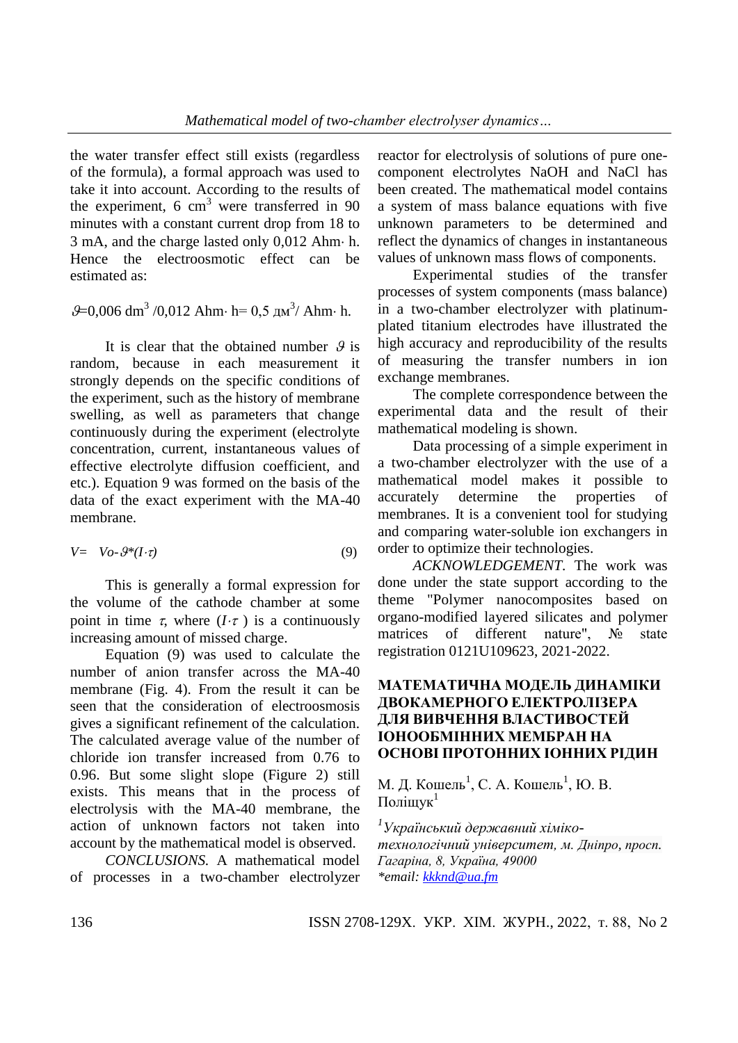the water transfer effect still exists (regardless of the formula), a formal approach was used to take it into account. According to the results of the experiment, 6 $cm^3$ were transferred in 90 minutes with a constant current drop from 18 to 3 mA, and the charge lasted only 0,012 Ahm· h. Hence the electroosmotic effect can be estimated as:

$$\vartheta = 0{,}006\ dm^3 / 0{,}012\ Ahm \cdot h = 0{,}5\ дм^3/\ Ahm \cdot h.$$

It is clear that the obtained number $\vartheta$ is random, because in each measurement it strongly depends on the specific conditions of the experiment, such as the history of membrane swelling, as well as parameters that change continuously during the experiment (electrolyte concentration, current, instantaneous values of effective electrolyte diffusion coefficient, and etc.). Equation 9 was formed on the basis of the data of the exact experiment with the MA-40 membrane.

$$V = Vo - \vartheta * (I \cdot \tau) \qquad (9)$$

This is generally a formal expression for the volume of the cathode chamber at some point in time $\tau$, where $(I \cdot \tau)$ is a continuously increasing amount of missed charge.

Equation (9) was used to calculate the number of anion transfer across the MA-40 membrane (Fig. 4). From the result it can be seen that the consideration of electroosmosis gives a significant refinement of the calculation. The calculated average value of the number of chloride ion transfer increased from 0.76 to 0.96. But some slight slope (Figure 2) still exists. This means that in the process of electrolysis with the MA-40 membrane, the action of unknown factors not taken into account by the mathematical model is observed.

*CONCLUSIONS.* A mathematical model of processes in a two-chamber electrolyzer reactor for electrolysis of solutions of pure one-component electrolytes NaOH and NaCl has been created. The mathematical model contains a system of mass balance equations with five unknown parameters to be determined and reflect the dynamics of changes in instantaneous values of unknown mass flows of components.

Experimental studies of the transfer processes of system components (mass balance) in a two-chamber electrolyzer with platinum-plated titanium electrodes have illustrated the high accuracy and reproducibility of the results of measuring the transfer numbers in ion exchange membranes.

The complete correspondence between the experimental data and the result of their mathematical modeling is shown.

Data processing of a simple experiment in a two-chamber electrolyzer with the use of a mathematical model makes it possible to accurately determine the properties of membranes. It is a convenient tool for studying and comparing water-soluble ion exchangers in order to optimize their technologies.

*ACKNOWLEDGEMENT.* The work was done under the state support according to the theme "Polymer nanocomposites based on organo-modified layered silicates and polymer matrices of different nature", № state registration 0121U109623, 2021-2022.

## МАТЕМАТИЧНА МОДЕЛЬ ДИНАМІКИ ДВОКАМЕРНОГО ЕЛЕКТРОЛІЗЕРА ДЛЯ ВИВЧЕННЯ ВЛАСТИВОСТЕЙ ІОНООБМІННИХ МЕМБРАН НА ОСНОВІ ПРОТОННИХ ІОННИХ РІДИН

М. Д. Кошель[1], С. А. Кошель[1], Ю. В. Поліщук[1]

[1]*Український державний хіміко-технологічний університет, м. Дніпро, просп. Гагаріна, 8, Україна, 49000*
*\*email: kkknd@ua.fm*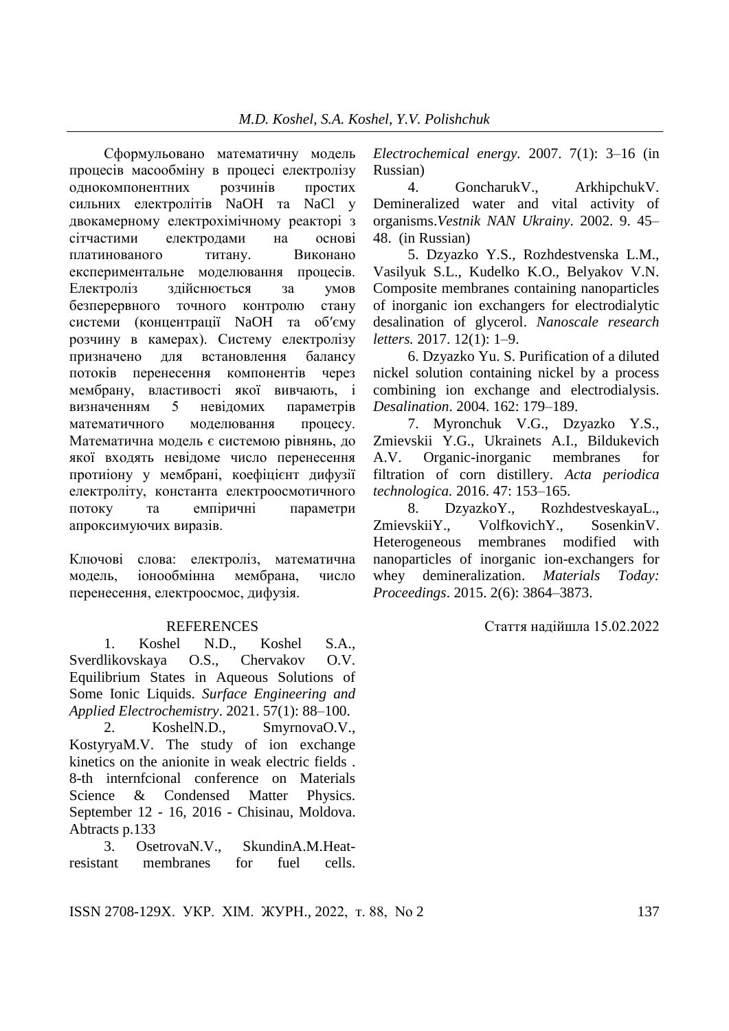Сформульовано математичну модель процесів масообміну в процесі електролізу однокомпонентних розчинів простих сильних електролітів NaOH та NaCl у двокамерному електрохімічному реакторі з сітчастими електродами на основі платинованого титану. Виконано експериментальне моделювання процесів. Електроліз здійснюється за умов безперервного точного контролю стану системи (концентрації NaOH та об′єму розчину в камерах). Систему електролізу призначено для встановлення балансу потоків перенесення компонентів через мембрану, властивості якої вивчають, і визначенням 5 невідомих параметрів математичного моделювання процесу. Математична модель є системою рівнянь, до якої входять невідоме число перенесення протиіону у мембрані, коефіцієнт дифузії електроліту, константа електроосмотичного потоку та емпіричні параметри апроксимуючих виразів.

Ключові слова: електроліз, математична модель, іонообмінна мембрана, число перенесення, електроосмос, дифузія.

## REFERENCES

1. Koshel N.D., Koshel S.A., Sverdlikovskaya O.S., Chervakov O.V. Equilibrium States in Aqueous Solutions of Some Ionic Liquids. *Surface Engineering and Applied Electrochemistry*. 2021. 57(1): 88–100.

2. KoshelN.D., SmyrnovaO.V., KostyryaM.V. The study of ion exchange kinetics on the anionite in weak electric fields . 8-th internfcional conference on Materials Science & Condensed Matter Physics. September 12 - 16, 2016 - Chisinau, Moldova. Abtracts p.133

3. OsetrovaN.V., SkundinA.M.Heat-resistant membranes for fuel cells. *Electrochemical energy.* 2007. 7(1): 3–16 (in Russian)

4. GoncharukV., ArkhipchukV. Demineralized water and vital activity of organisms.*Vestnik NAN Ukrainy*. 2002. 9. 45–48. (in Russian)

5. Dzyazko Y.S., Rozhdestvenska L.M., Vasilyuk S.L., Kudelko K.O., Belyakov V.N. Composite membranes containing nanoparticles of inorganic ion exchangers for electrodialytic desalination of glycerol. *Nanoscale research letters.* 2017. 12(1): 1–9.

6. Dzyazko Yu. S. Purification of a diluted nickel solution containing nickel by a process combining ion exchange and electrodialysis. *Desalination*. 2004. 162: 179–189.

7. Myronchuk V.G., Dzyazko Y.S., Zmievskii Y.G., Ukrainets A.I., Bildukevich A.V. Organic-inorganic membranes for filtration of corn distillery. *Acta periodica technologica.* 2016. 47: 153–165.

8. DzyazkoY., RozhdestveskayaL., ZmievskiiY., VolfkovichY., SosenkinV. Heterogeneous membranes modified with nanoparticles of inorganic ion-exchangers for whey demineralization. *Materials Today: Proceedings*. 2015. 2(6): 3864–3873.

Стаття надійшла 15.02.2022